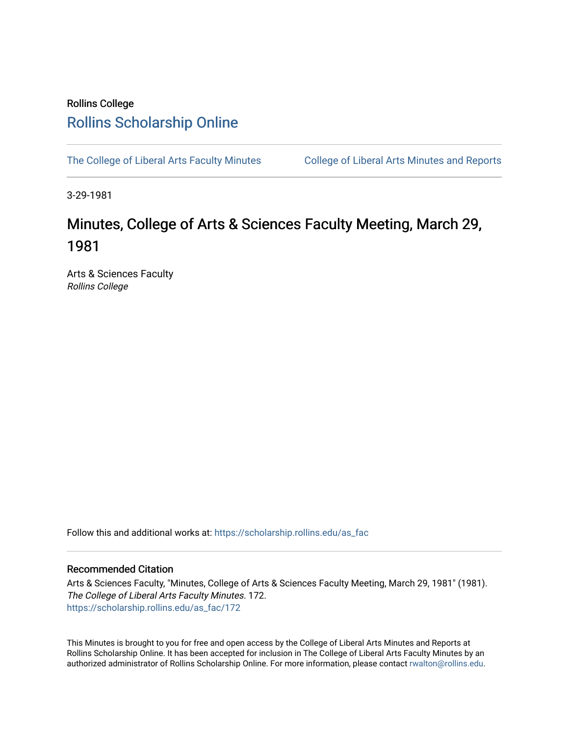Rollins College

# Rollins Scholarship Online

The College of Liberal Arts Faculty Minutes | College of Liberal Arts Minutes and Reports

3-29-1981

# Minutes, College of Arts & Sciences Faculty Meeting, March 29, 1981

Arts & Sciences Faculty
*Rollins College*

Follow this and additional works at: https://scholarship.rollins.edu/as_fac

## Recommended Citation

Arts & Sciences Faculty, "Minutes, College of Arts & Sciences Faculty Meeting, March 29, 1981" (1981). *The College of Liberal Arts Faculty Minutes*. 172.
https://scholarship.rollins.edu/as_fac/172

This Minutes is brought to you for free and open access by the College of Liberal Arts Minutes and Reports at Rollins Scholarship Online. It has been accepted for inclusion in The College of Liberal Arts Faculty Minutes by an authorized administrator of Rollins Scholarship Online. For more information, please contact rwalton@rollins.edu.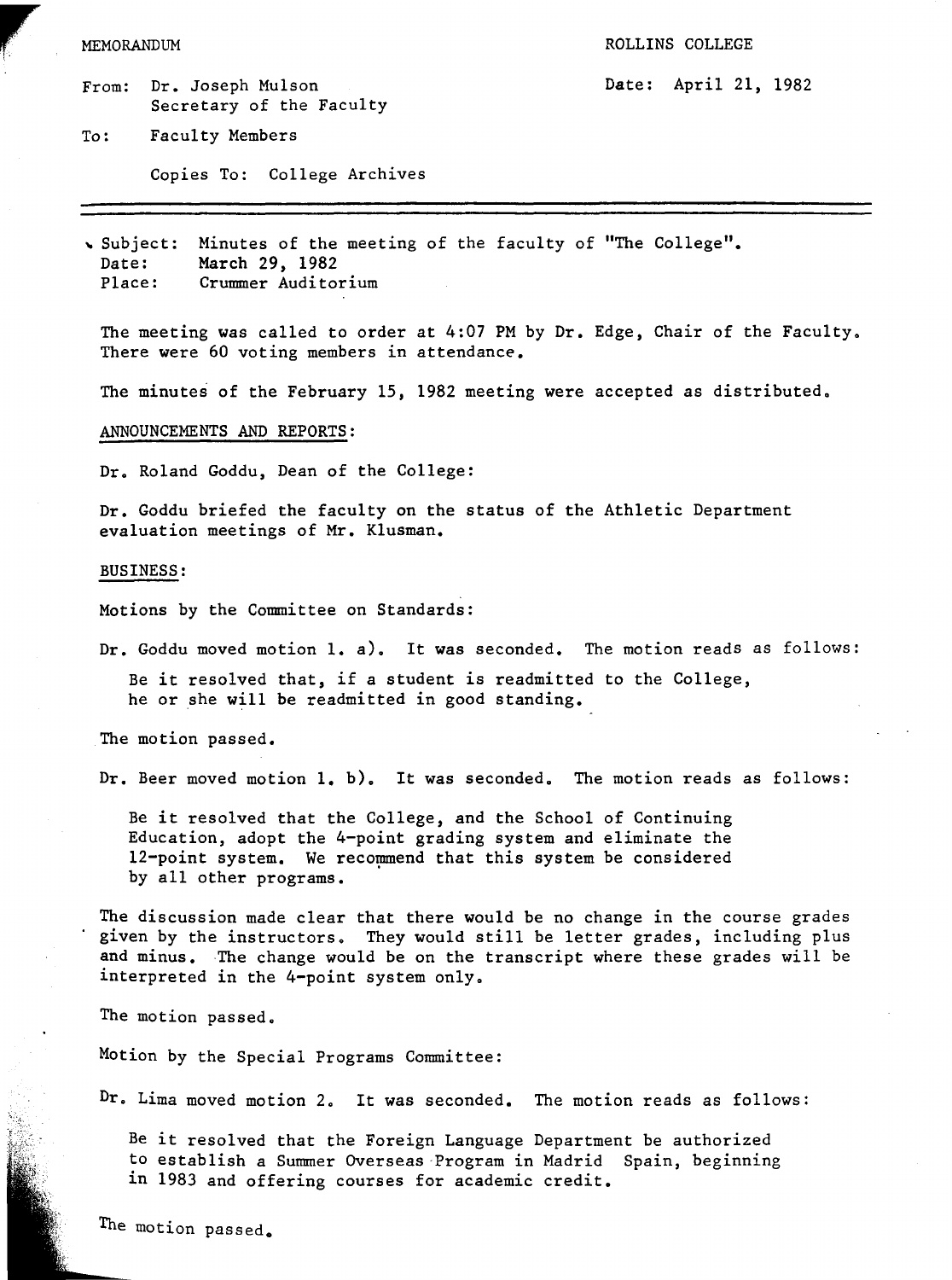MEMORANDUM

ROLLINS COLLEGE

From: Dr. Joseph Mulson
Secretary of the Faculty

Date: April 21, 1982

To: Faculty Members

Copies To: College Archives

---

Subject: Minutes of the meeting of the faculty of "The College".
Date: March 29, 1982
Place: Crummer Auditorium

The meeting was called to order at 4:07 PM by Dr. Edge, Chair of the Faculty. There were 60 voting members in attendance.

The minutes of the February 15, 1982 meeting were accepted as distributed.

ANNOUNCEMENTS AND REPORTS:

Dr. Roland Goddu, Dean of the College:

Dr. Goddu briefed the faculty on the status of the Athletic Department evaluation meetings of Mr. Klusman.

BUSINESS:

Motions by the Committee on Standards:

Dr. Goddu moved motion 1. a). It was seconded. The motion reads as follows:

> Be it resolved that, if a student is readmitted to the College, he or she will be readmitted in good standing.

The motion passed.

Dr. Beer moved motion 1. b). It was seconded. The motion reads as follows:

> Be it resolved that the College, and the School of Continuing Education, adopt the 4-point grading system and eliminate the 12-point system. We recommend that this system be considered by all other programs.

The discussion made clear that there would be no change in the course grades given by the instructors. They would still be letter grades, including plus and minus. The change would be on the transcript where these grades will be interpreted in the 4-point system only.

The motion passed.

Motion by the Special Programs Committee:

Dr. Lima moved motion 2. It was seconded. The motion reads as follows:

> Be it resolved that the Foreign Language Department be authorized to establish a Summer Overseas Program in Madrid Spain, beginning in 1983 and offering courses for academic credit.

The motion passed.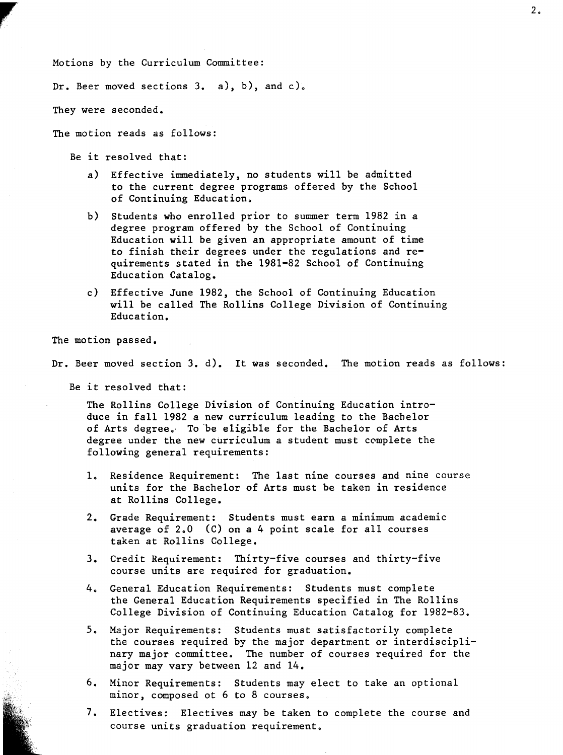Motions by the Curriculum Committee:

Dr. Beer moved sections 3. a), b), and c).

They were seconded.

The motion reads as follows:

Be it resolved that:

a) Effective immediately, no students will be admitted to the current degree programs offered by the School of Continuing Education.

b) Students who enrolled prior to summer term 1982 in a degree program offered by the School of Continuing Education will be given an appropriate amount of time to finish their degrees under the regulations and requirements stated in the 1981-82 School of Continuing Education Catalog.

c) Effective June 1982, the School of Continuing Education will be called The Rollins College Division of Continuing Education.

The motion passed.

Dr. Beer moved section 3. d). It was seconded. The motion reads as follows:

Be it resolved that:

The Rollins College Division of Continuing Education introduce in fall 1982 a new curriculum leading to the Bachelor of Arts degree. To be eligible for the Bachelor of Arts degree under the new curriculum a student must complete the following general requirements:

1. Residence Requirement: The last nine courses and nine course units for the Bachelor of Arts must be taken in residence at Rollins College.
2. Grade Requirement: Students must earn a minimum academic average of 2.0 (C) on a 4 point scale for all courses taken at Rollins College.
3. Credit Requirement: Thirty-five courses and thirty-five course units are required for graduation.
4. General Education Requirements: Students must complete the General Education Requirements specified in The Rollins College Division of Continuing Education Catalog for 1982-83.
5. Major Requirements: Students must satisfactorily complete the courses required by the major department or interdisciplinary major committee. The number of courses required for the major may vary between 12 and 14.
6. Minor Requirements: Students may elect to take an optional minor, composed ot 6 to 8 courses.
7. Electives: Electives may be taken to complete the course and course units graduation requirement.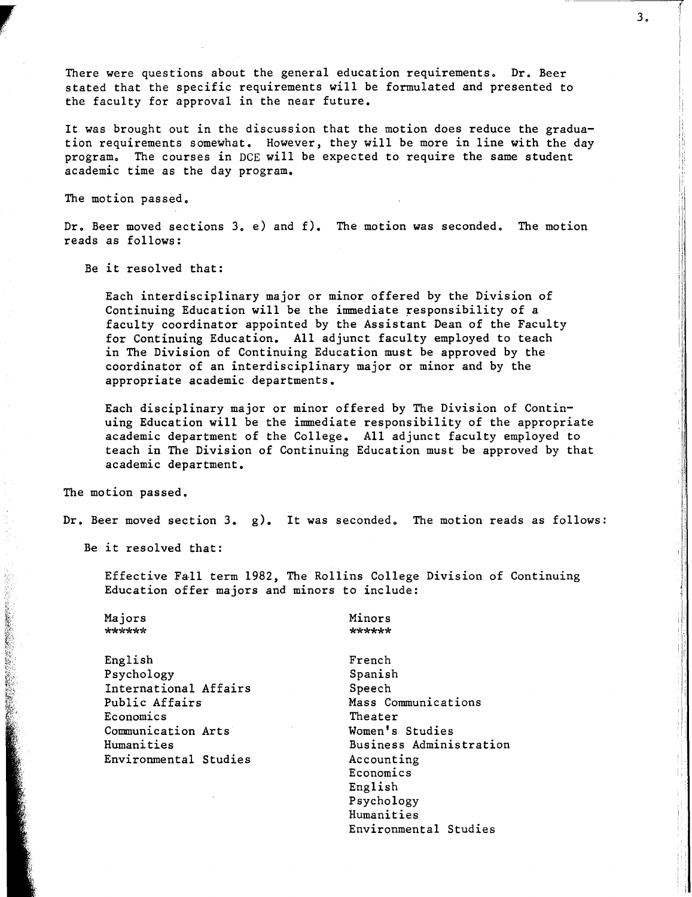There were questions about the general education requirements. Dr. Beer stated that the specific requirements will be formulated and presented to the faculty for approval in the near future.

It was brought out in the discussion that the motion does reduce the graduation requirements somewhat. However, they will be more in line with the day program. The courses in DCE will be expected to require the same student academic time as the day program.

The motion passed.

Dr. Beer moved sections 3. e) and f). The motion was seconded. The motion reads as follows:

Be it resolved that:

Each interdisciplinary major or minor offered by the Division of Continuing Education will be the immediate responsibility of a faculty coordinator appointed by the Assistant Dean of the Faculty for Continuing Education. All adjunct faculty employed to teach in The Division of Continuing Education must be approved by the coordinator of an interdisciplinary major or minor and by the appropriate academic departments.

Each disciplinary major or minor offered by The Division of Continuing Education will be the immediate responsibility of the appropriate academic department of the College. All adjunct faculty employed to teach in The Division of Continuing Education must be approved by that academic department.

The motion passed.

Dr. Beer moved section 3. g). It was seconded. The motion reads as follows:

Be it resolved that:

Effective Fall term 1982, The Rollins College Division of Continuing Education offer majors and minors to include:

| Majors | Minors |
|---|---|
| English | French |
| Psychology | Spanish |
| International Affairs | Speech |
| Public Affairs | Mass Communications |
| Economics | Theater |
| Communication Arts | Women's Studies |
| Humanities | Business Administration |
| Environmental Studies | Accounting |
| | Economics |
| | English |
| | Psychology |
| | Humanities |
| | Environmental Studies |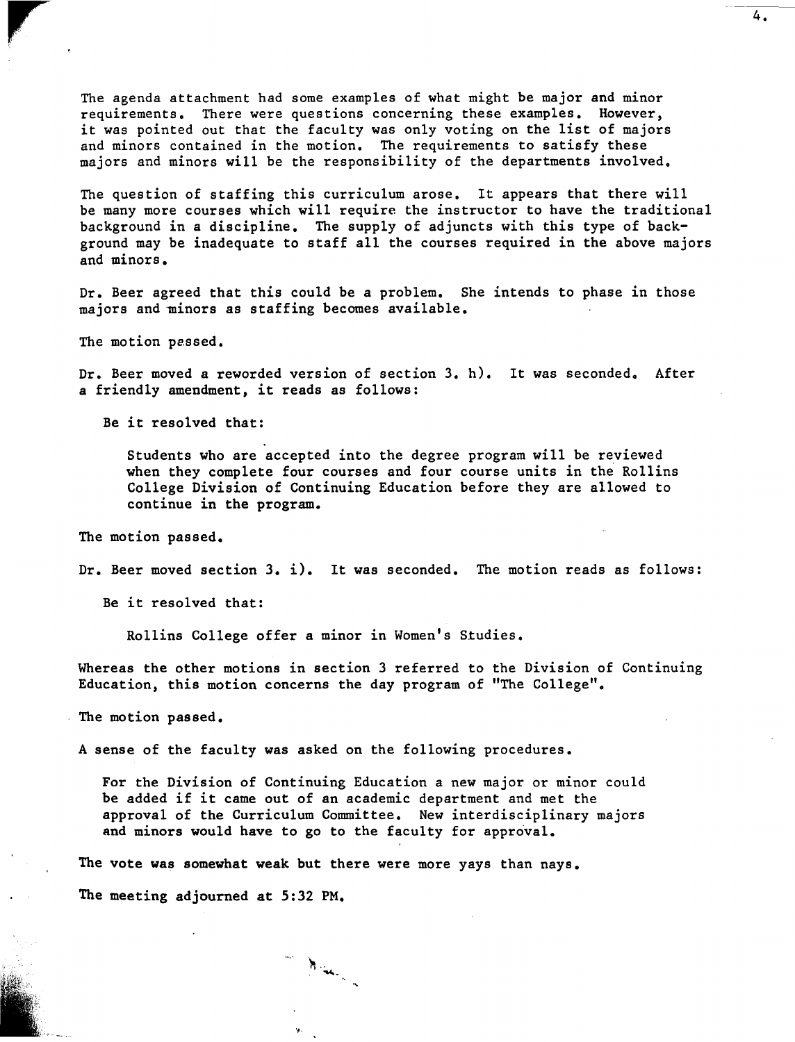The agenda attachment had some examples of what might be major and minor requirements. There were questions concerning these examples. However, it was pointed out that the faculty was only voting on the list of majors and minors contained in the motion. The requirements to satisfy these majors and minors will be the responsibility of the departments involved.

The question of staffing this curriculum arose. It appears that there will be many more courses which will require the instructor to have the traditional background in a discipline. The supply of adjuncts with this type of background may be inadequate to staff all the courses required in the above majors and minors.

Dr. Beer agreed that this could be a problem. She intends to phase in those majors and minors as staffing becomes available.

The motion passed.

Dr. Beer moved a reworded version of section 3. h). It was seconded. After a friendly amendment, it reads as follows:

> Be it resolved that:
>
> > Students who are accepted into the degree program will be reviewed when they complete four courses and four course units in the Rollins College Division of Continuing Education before they are allowed to continue in the program.

The motion passed.

Dr. Beer moved section 3. i). It was seconded. The motion reads as follows:

> Be it resolved that:
>
> > Rollins College offer a minor in Women's Studies.

Whereas the other motions in section 3 referred to the Division of Continuing Education, this motion concerns the day program of "The College".

The motion passed.

A sense of the faculty was asked on the following procedures.

> For the Division of Continuing Education a new major or minor could be added if it came out of an academic department and met the approval of the Curriculum Committee. New interdisciplinary majors and minors would have to go to the faculty for approval.

The vote was somewhat weak but there were more yays than nays.

The meeting adjourned at 5:32 PM.